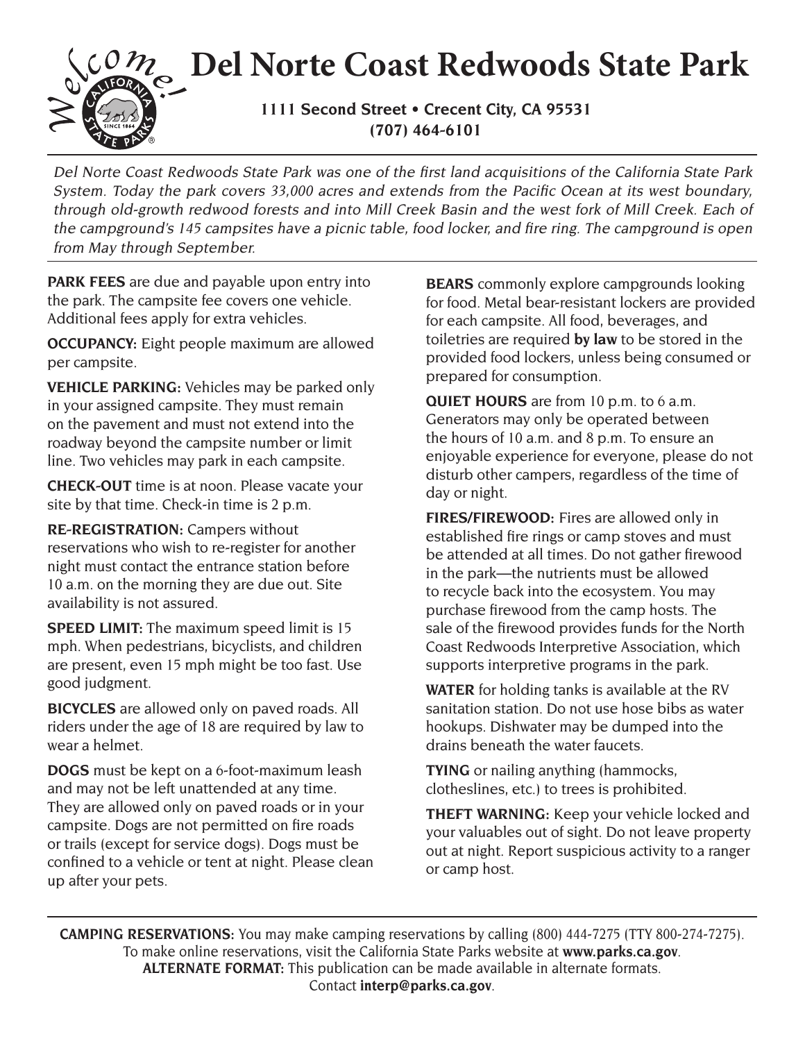Welcome!

# Del Norte Coast Redwoods State Park

**1111 Second Street • Crecent City, CA 95531**
**(707) 464-6101**

*Del Norte Coast Redwoods State Park was one of the first land acquisitions of the California State Park System. Today the park covers 33,000 acres and extends from the Pacific Ocean at its west boundary, through old-growth redwood forests and into Mill Creek Basin and the west fork of Mill Creek. Each of the campground's 145 campsites have a picnic table, food locker, and fire ring. The campground is open from May through September.*

**PARK FEES** are due and payable upon entry into the park. The campsite fee covers one vehicle. Additional fees apply for extra vehicles.

**OCCUPANCY:** Eight people maximum are allowed per campsite.

**VEHICLE PARKING:** Vehicles may be parked only in your assigned campsite. They must remain on the pavement and must not extend into the roadway beyond the campsite number or limit line. Two vehicles may park in each campsite.

**CHECK-OUT** time is at noon. Please vacate your site by that time. Check-in time is 2 p.m.

**RE-REGISTRATION:** Campers without reservations who wish to re-register for another night must contact the entrance station before 10 a.m. on the morning they are due out. Site availability is not assured.

**SPEED LIMIT:** The maximum speed limit is 15 mph. When pedestrians, bicyclists, and children are present, even 15 mph might be too fast. Use good judgment.

**BICYCLES** are allowed only on paved roads. All riders under the age of 18 are required by law to wear a helmet.

**DOGS** must be kept on a 6-foot-maximum leash and may not be left unattended at any time. They are allowed only on paved roads or in your campsite. Dogs are not permitted on fire roads or trails (except for service dogs). Dogs must be confined to a vehicle or tent at night. Please clean up after your pets.

**BEARS** commonly explore campgrounds looking for food. Metal bear-resistant lockers are provided for each campsite. All food, beverages, and toiletries are required **by law** to be stored in the provided food lockers, unless being consumed or prepared for consumption.

**QUIET HOURS** are from 10 p.m. to 6 a.m. Generators may only be operated between the hours of 10 a.m. and 8 p.m. To ensure an enjoyable experience for everyone, please do not disturb other campers, regardless of the time of day or night.

**FIRES/FIREWOOD:** Fires are allowed only in established fire rings or camp stoves and must be attended at all times. Do not gather firewood in the park—the nutrients must be allowed to recycle back into the ecosystem. You may purchase firewood from the camp hosts. The sale of the firewood provides funds for the North Coast Redwoods Interpretive Association, which supports interpretive programs in the park.

**WATER** for holding tanks is available at the RV sanitation station. Do not use hose bibs as water hookups. Dishwater may be dumped into the drains beneath the water faucets.

**TYING** or nailing anything (hammocks, clotheslines, etc.) to trees is prohibited.

**THEFT WARNING:** Keep your vehicle locked and your valuables out of sight. Do not leave property out at night. Report suspicious activity to a ranger or camp host.

---

**CAMPING RESERVATIONS:** You may make camping reservations by calling (800) 444-7275 (TTY 800-274-7275). To make online reservations, visit the California State Parks website at **www.parks.ca.gov**.
**ALTERNATE FORMAT:** This publication can be made available in alternate formats. Contact **interp@parks.ca.gov**.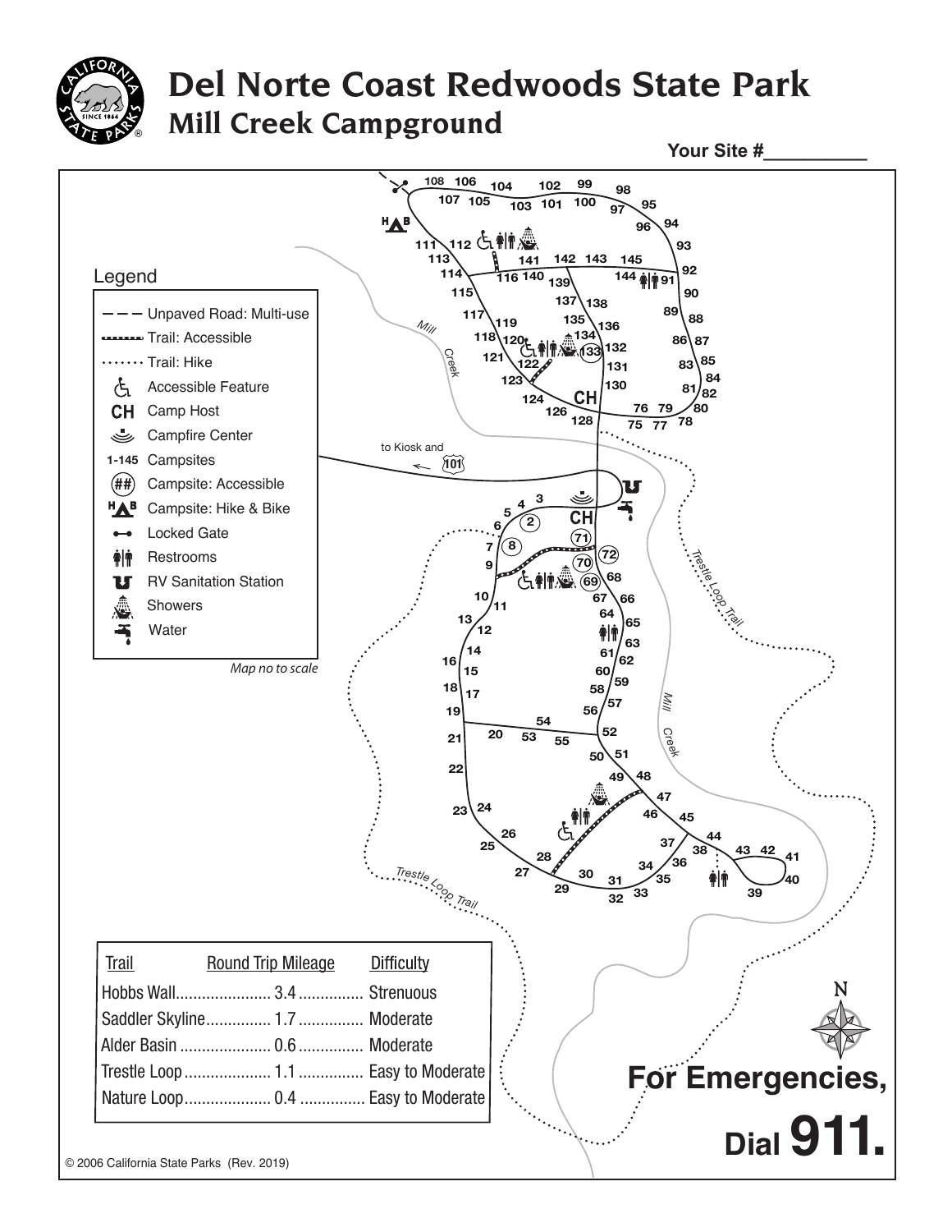# Del Norte Coast Redwoods State Park

## Mill Creek Campground

Your Site #__________

Legend

- Unpaved Road: Multi-use
- Trail: Accessible
- Trail: Hike
- Accessible Feature
- CH Camp Host
- Campfire Center
- 1-145 Campsites
- (##) Campsite: Accessible
- Campsite: Hike & Bike
- Locked Gate
- Restrooms
- RV Sanitation Station
- Showers
- Water

*Map no to scale*

to Kiosk and 101

Mill Creek

Trestle Loop Trail

| Trail | Round Trip Mileage | Difficulty |
|---|---|---|
| Hobbs Wall | 3.4 | Strenuous |
| Saddler Skyline | 1.7 | Moderate |
| Alder Basin | 0.6 | Moderate |
| Trestle Loop | 1.1 | Easy to Moderate |
| Nature Loop | 0.4 | Easy to Moderate |

N

**For Emergencies, Dial 911.**

© 2006 California State Parks (Rev. 2019)